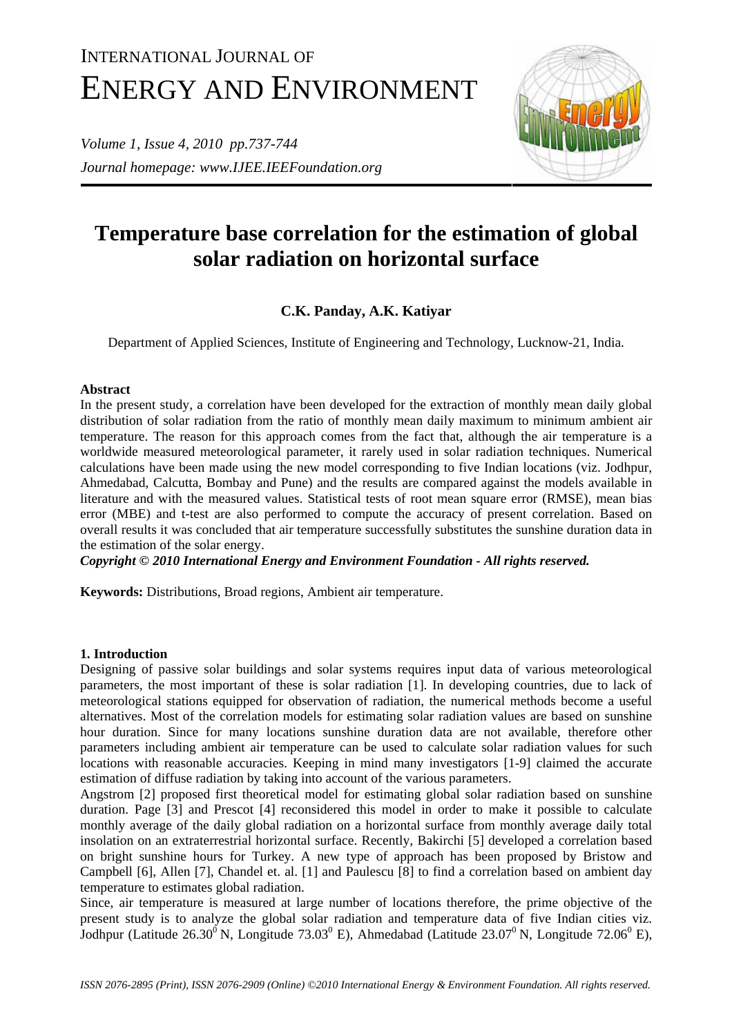# INTERNATIONAL JOURNAL OF ENERGY AND ENVIRONMENT

*Journal homepage: www.IJEE.IEEFoundation.org*

# Temperature base correlation for the estimation of global solar radiation on horizontal surface

### C.K. Panday, A.K. Katiyar

Department of Applied Sciences, Institute of Engineering and Technology, Lucknow-21, India.

## Abstract

In the present study, a correlation have been developed for the extraction of monthly mean daily global distribution of solar radiation from the ratio of monthly mean daily maximum to minimum ambient air temperature. The reason for this approach comes from the fact that, although the air temperature is a worldwide measured meteorological parameter, it rarely used in solar radiation techniques. Numerical calculations have been made using the new model corresponding to five Indian locations (viz. Jodhpur, Ahmedabad, Calcutta, Bombay and Pune) and the results are compared against the models available in literature and with the measured values. Statistical tests of root mean square error (RMSE), mean bias error (MBE) and t-test are also performed to compute the accuracy of present correlation. Based on overall results it was concluded that air temperature successfully substitutes the sunshine duration data in the estimation of the solar energy.

***Copyright © 2010 International Energy and Environment Foundation - All rights reserved.***

**Keywords:** Distributions, Broad regions, Ambient air temperature.

## 1. Introduction

Designing of passive solar buildings and solar systems requires input data of various meteorological parameters, the most important of these is solar radiation [1]. In developing countries, due to lack of meteorological stations equipped for observation of radiation, the numerical methods become a useful alternatives. Most of the correlation models for estimating solar radiation values are based on sunshine hour duration. Since for many locations sunshine duration data are not available, therefore other parameters including ambient air temperature can be used to calculate solar radiation values for such locations with reasonable accuracies. Keeping in mind many investigators [1-9] claimed the accurate estimation of diffuse radiation by taking into account of the various parameters.

Angstrom [2] proposed first theoretical model for estimating global solar radiation based on sunshine duration. Page [3] and Prescot [4] reconsidered this model in order to make it possible to calculate monthly average of the daily global radiation on a horizontal surface from monthly average daily total insolation on an extraterrestrial horizontal surface. Recently, Bakirchi [5] developed a correlation based on bright sunshine hours for Turkey. A new type of approach has been proposed by Bristow and Campbell [6], Allen [7], Chandel et. al. [1] and Paulescu [8] to find a correlation based on ambient day temperature to estimates global radiation.

Since, air temperature is measured at large number of locations therefore, the prime objective of the present study is to analyze the global solar radiation and temperature data of five Indian cities viz. Jodhpur (Latitude $26.30^0$ N, Longitude $73.03^0$ E), Ahmedabad (Latitude $23.07^0$ N, Longitude $72.06^0$ E),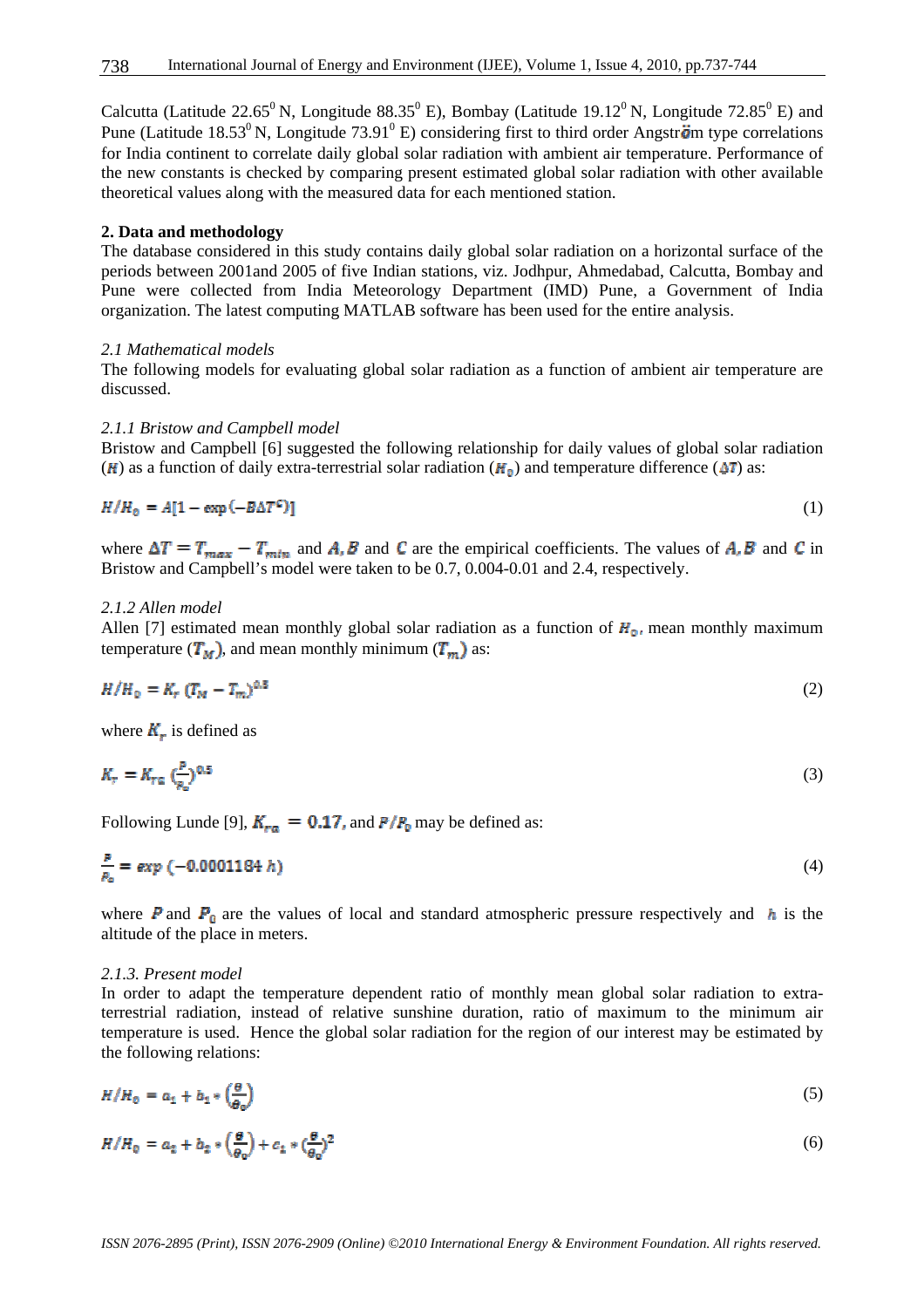Calcutta (Latitude 22.65$^0$ N, Longitude 88.35$^0$ E), Bombay (Latitude 19.12$^0$ N, Longitude 72.85$^0$ E) and Pune (Latitude 18.53$^0$ N, Longitude 73.91$^0$ E) considering first to third order Angström type correlations for India continent to correlate daily global solar radiation with ambient air temperature. Performance of the new constants is checked by comparing present estimated global solar radiation with other available theoretical values along with the measured data for each mentioned station.

## 2. Data and methodology

The database considered in this study contains daily global solar radiation on a horizontal surface of the periods between 2001and 2005 of five Indian stations, viz. Jodhpur, Ahmedabad, Calcutta, Bombay and Pune were collected from India Meteorology Department (IMD) Pune, a Government of India organization. The latest computing MATLAB software has been used for the entire analysis.

### *2.1 Mathematical models*

The following models for evaluating global solar radiation as a function of ambient air temperature are discussed.

#### *2.1.1 Bristow and Campbell model*

Bristow and Campbell [6] suggested the following relationship for daily values of global solar radiation ($H$) as a function of daily extra-terrestrial solar radiation ($H_0$) and temperature difference ($\Delta T$) as:

$$H/H_0 = A[1 - \exp(-B\Delta T^C)] \tag{1}$$

where $\Delta T = T_{max} - T_{min}$ and $A, B$ and $C$ are the empirical coefficients. The values of $A, B$ and $C$ in Bristow and Campbell's model were taken to be 0.7, 0.004-0.01 and 2.4, respectively.

#### *2.1.2 Allen model*

Allen [7] estimated mean monthly global solar radiation as a function of $H_0$, mean monthly maximum temperature ($T_M$), and mean monthly minimum ($T_m$) as:

$$H/H_0 = K_r\,(T_M - T_m)^{0.5} \tag{2}$$

where $K_r$ is defined as

$$K_r = K_{ra}\left(\frac{P}{P_0}\right)^{0.5} \tag{3}$$

Following Lunde [9], $K_{ra} = 0.17$, and $P/P_0$ may be defined as:

$$\frac{P}{P_0} = \exp(-0.0001184\, h) \tag{4}$$

where $P$ and $P_0$ are the values of local and standard atmospheric pressure respectively and $h$ is the altitude of the place in meters.

#### *2.1.3. Present model*

In order to adapt the temperature dependent ratio of monthly mean global solar radiation to extra-terrestrial radiation, instead of relative sunshine duration, ratio of maximum to the minimum air temperature is used. Hence the global solar radiation for the region of our interest may be estimated by the following relations:

$$H/H_0 = a_1 + b_1 * \left(\frac{\theta}{\theta_0}\right) \tag{5}$$

$$H/H_0 = a_2 + b_2 * \left(\frac{\theta}{\theta_0}\right) + c_2 * \left(\frac{\theta}{\theta_0}\right)^2 \tag{6}$$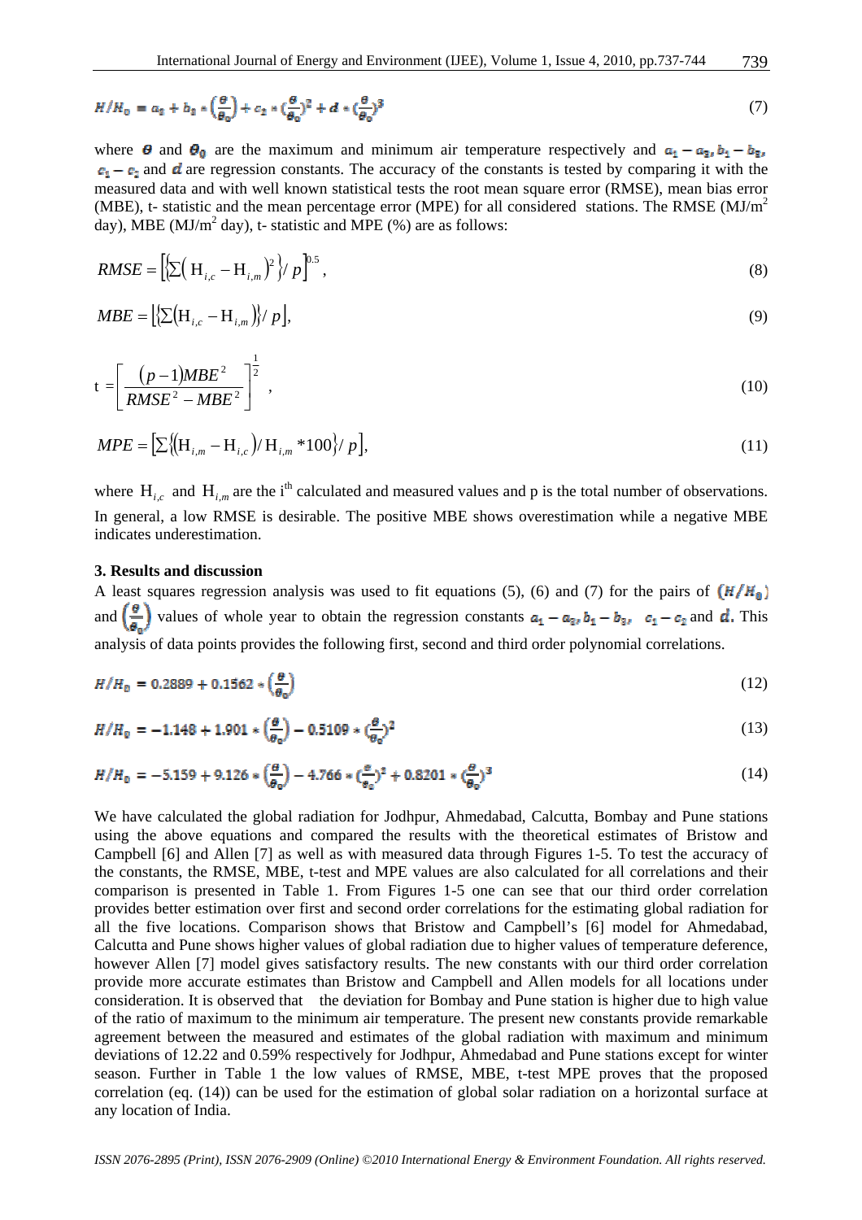$$H/H_0 = a_3 + b_3 * \left(\frac{\theta}{\theta_0}\right) + c_2 * \left(\frac{\theta}{\theta_0}\right)^2 + d * \left(\frac{\theta}{\theta_0}\right)^3 \tag{7}$$

where $\theta$ and $\theta_0$ are the maximum and minimum air temperature respectively and $a_1 - a_3, b_1 - b_3, c_1 - c_2$ and $d$ are regression constants. The accuracy of the constants is tested by comparing it with the measured data and with well known statistical tests the root mean square error (RMSE), mean bias error (MBE), t- statistic and the mean percentage error (MPE) for all considered stations. The RMSE (MJ/m$^2$ day), MBE (MJ/m$^2$ day), t- statistic and MPE (%) are as follows:

$$RMSE = \left[\left\{\sum\left(H_{i,c} - H_{i,m}\right)^2\right\}/p\right]^{0.5}, \tag{8}$$

$$MBE = \left[\left\{\sum\left(H_{i,c} - H_{i,m}\right)\right\}/p\right], \tag{9}$$

$$t = \left[\frac{(p-1)MBE^2}{RMSE^2 - MBE^2}\right]^{\frac{1}{2}}, \tag{10}$$

$$MPE = \left[\sum\left\{\left(H_{i,m} - H_{i,c}\right)/H_{i,m} * 100\right\}/p\right], \tag{11}$$

where $H_{i,c}$ and $H_{i,m}$ are the i$^{th}$ calculated and measured values and p is the total number of observations. In general, a low RMSE is desirable. The positive MBE shows overestimation while a negative MBE indicates underestimation.

**3. Results and discussion**

A least squares regression analysis was used to fit equations (5), (6) and (7) for the pairs of $(H/H_0)$ and $\left(\frac{\theta}{\theta_0}\right)$ values of whole year to obtain the regression constants $a_1 - a_3, b_1 - b_3, c_1 - c_2$ and $d$. This analysis of data points provides the following first, second and third order polynomial correlations.

$$H/H_0 = 0.2889 + 0.1562 * \left(\frac{\theta}{\theta_0}\right) \tag{12}$$

$$H/H_0 = -1.148 + 1.901 * \left(\frac{\theta}{\theta_0}\right) - 0.5109 * \left(\frac{\theta}{\theta_0}\right)^2 \tag{13}$$

$$H/H_0 = -5.159 + 9.126 * \left(\frac{\theta}{\theta_0}\right) - 4.766 * \left(\frac{\theta}{\theta_0}\right)^2 + 0.8201 * \left(\frac{\theta}{\theta_0}\right)^3 \tag{14}$$

We have calculated the global radiation for Jodhpur, Ahmedabad, Calcutta, Bombay and Pune stations using the above equations and compared the results with the theoretical estimates of Bristow and Campbell [6] and Allen [7] as well as with measured data through Figures 1-5. To test the accuracy of the constants, the RMSE, MBE, t-test and MPE values are also calculated for all correlations and their comparison is presented in Table 1. From Figures 1-5 one can see that our third order correlation provides better estimation over first and second order correlations for the estimating global radiation for all the five locations. Comparison shows that Bristow and Campbell's [6] model for Ahmedabad, Calcutta and Pune shows higher values of global radiation due to higher values of temperature deference, however Allen [7] model gives satisfactory results. The new constants with our third order correlation provide more accurate estimates than Bristow and Campbell and Allen models for all locations under consideration. It is observed that the deviation for Bombay and Pune station is higher due to high value of the ratio of maximum to the minimum air temperature. The present new constants provide remarkable agreement between the measured and estimates of the global radiation with maximum and minimum deviations of 12.22 and 0.59% respectively for Jodhpur, Ahmedabad and Pune stations except for winter season. Further in Table 1 the low values of RMSE, MBE, t-test MPE proves that the proposed correlation (eq. (14)) can be used for the estimation of global solar radiation on a horizontal surface at any location of India.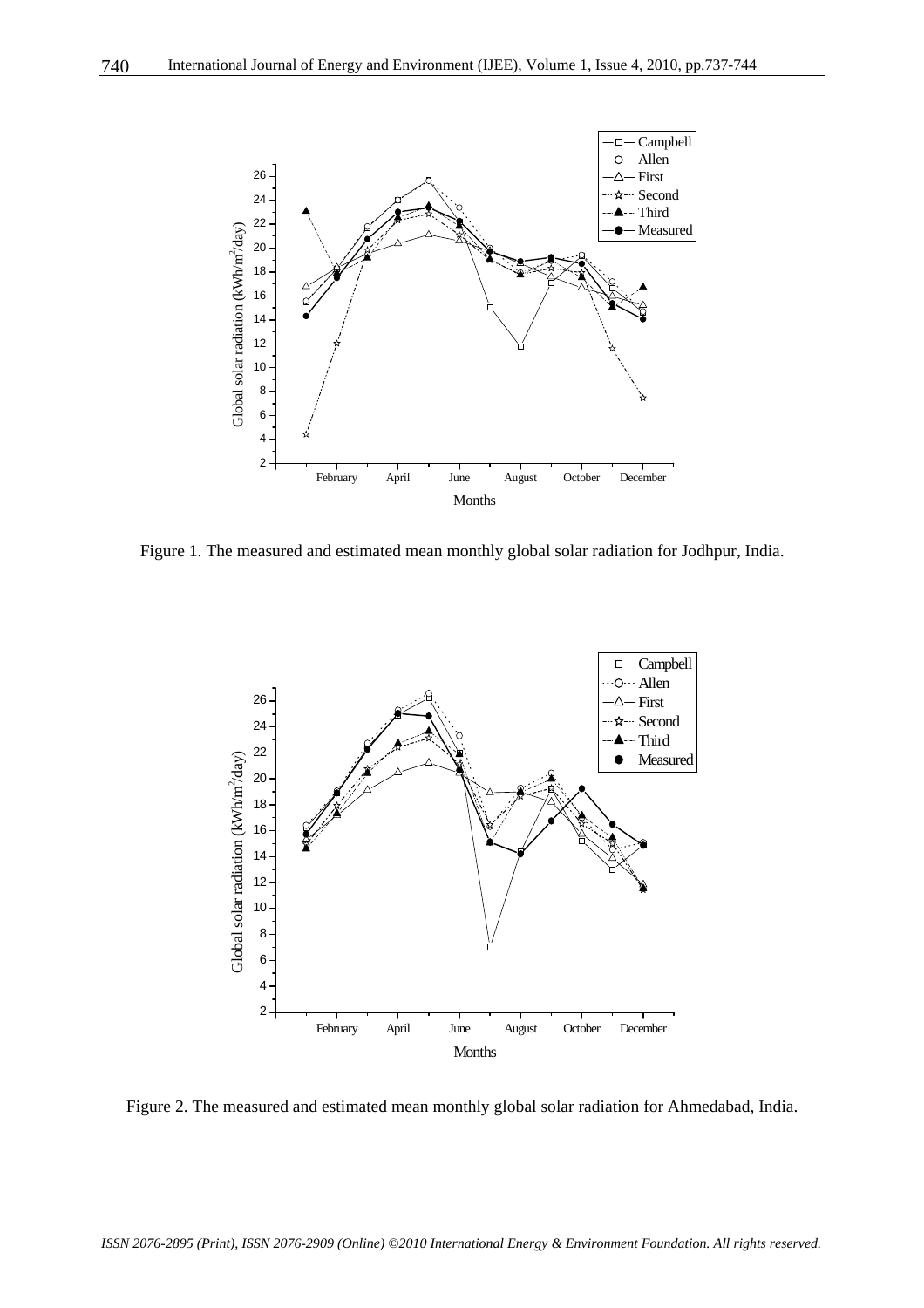Figure 1. The measured and estimated mean monthly global solar radiation for Jodhpur, India.

Figure 2. The measured and estimated mean monthly global solar radiation for Ahmedabad, India.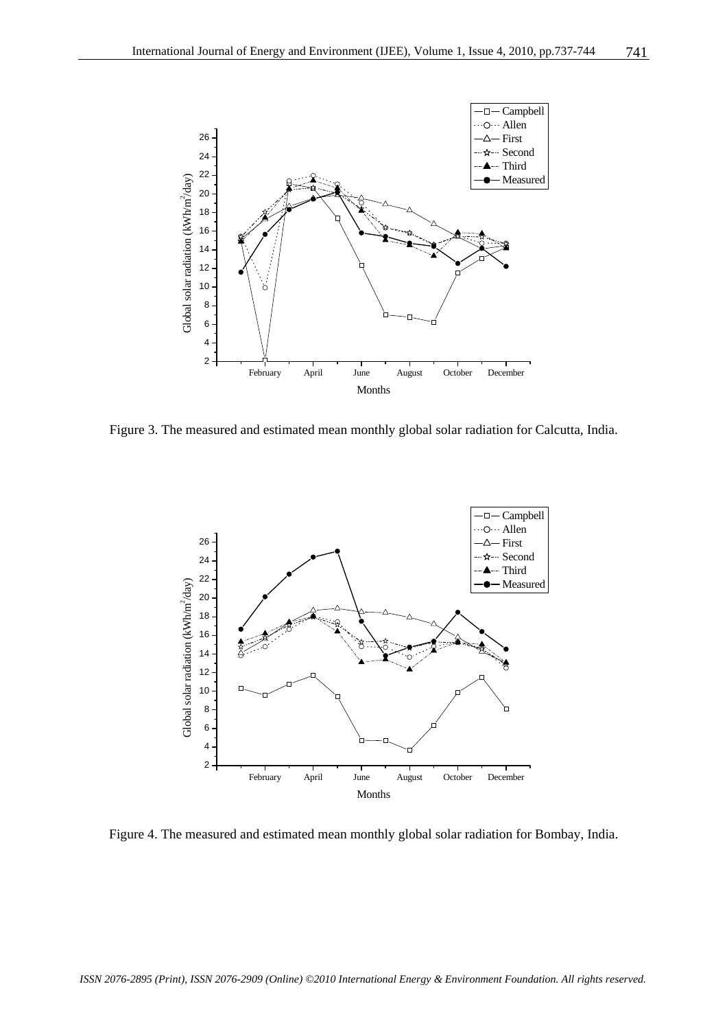Figure 3. The measured and estimated mean monthly global solar radiation for Calcutta, India.

Figure 4. The measured and estimated mean monthly global solar radiation for Bombay, India.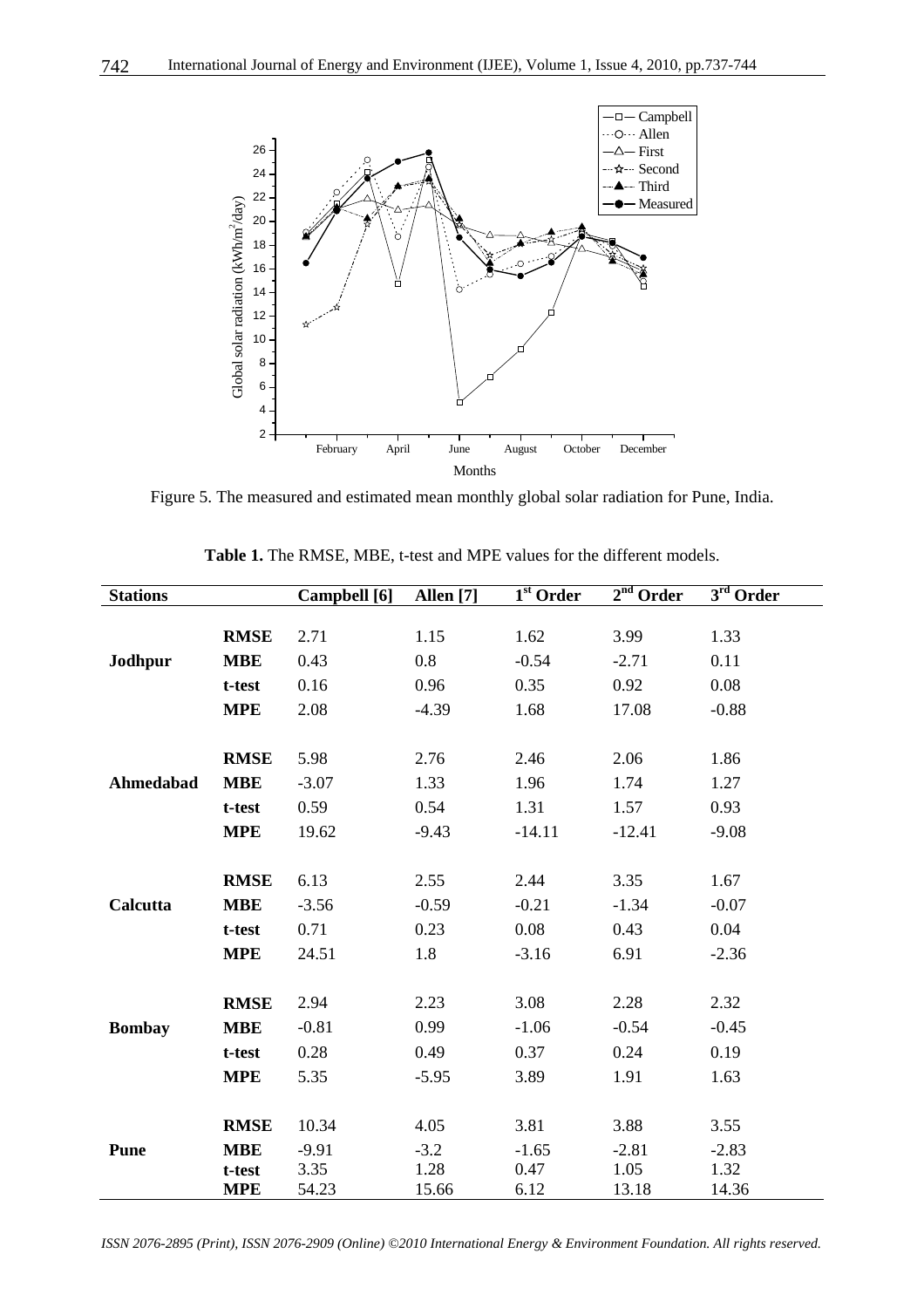Figure 5. The measured and estimated mean monthly global solar radiation for Pune, India.

**Table 1.** The RMSE, MBE, t-test and MPE values for the different models.

| Stations | | Campbell [6] | Allen [7] | 1st Order | 2nd Order | 3rd Order |
|---|---|---|---|---|---|---|
| **Jodhpur** | **RMSE** | 2.71 | 1.15 | 1.62 | 3.99 | 1.33 |
| | **MBE** | 0.43 | 0.8 | -0.54 | -2.71 | 0.11 |
| | **t-test** | 0.16 | 0.96 | 0.35 | 0.92 | 0.08 |
| | **MPE** | 2.08 | -4.39 | 1.68 | 17.08 | -0.88 |
| **Ahmedabad** | **RMSE** | 5.98 | 2.76 | 2.46 | 2.06 | 1.86 |
| | **MBE** | -3.07 | 1.33 | 1.96 | 1.74 | 1.27 |
| | **t-test** | 0.59 | 0.54 | 1.31 | 1.57 | 0.93 |
| | **MPE** | 19.62 | -9.43 | -14.11 | -12.41 | -9.08 |
| **Calcutta** | **RMSE** | 6.13 | 2.55 | 2.44 | 3.35 | 1.67 |
| | **MBE** | -3.56 | -0.59 | -0.21 | -1.34 | -0.07 |
| | **t-test** | 0.71 | 0.23 | 0.08 | 0.43 | 0.04 |
| | **MPE** | 24.51 | 1.8 | -3.16 | 6.91 | -2.36 |
| **Bombay** | **RMSE** | 2.94 | 2.23 | 3.08 | 2.28 | 2.32 |
| | **MBE** | -0.81 | 0.99 | -1.06 | -0.54 | -0.45 |
| | **t-test** | 0.28 | 0.49 | 0.37 | 0.24 | 0.19 |
| | **MPE** | 5.35 | -5.95 | 3.89 | 1.91 | 1.63 |
| **Pune** | **RMSE** | 10.34 | 4.05 | 3.81 | 3.88 | 3.55 |
| | **MBE** | -9.91 | -3.2 | -1.65 | -2.81 | -2.83 |
| | **t-test** | 3.35 | 1.28 | 0.47 | 1.05 | 1.32 |
| | **MPE** | 54.23 | 15.66 | 6.12 | 13.18 | 14.36 |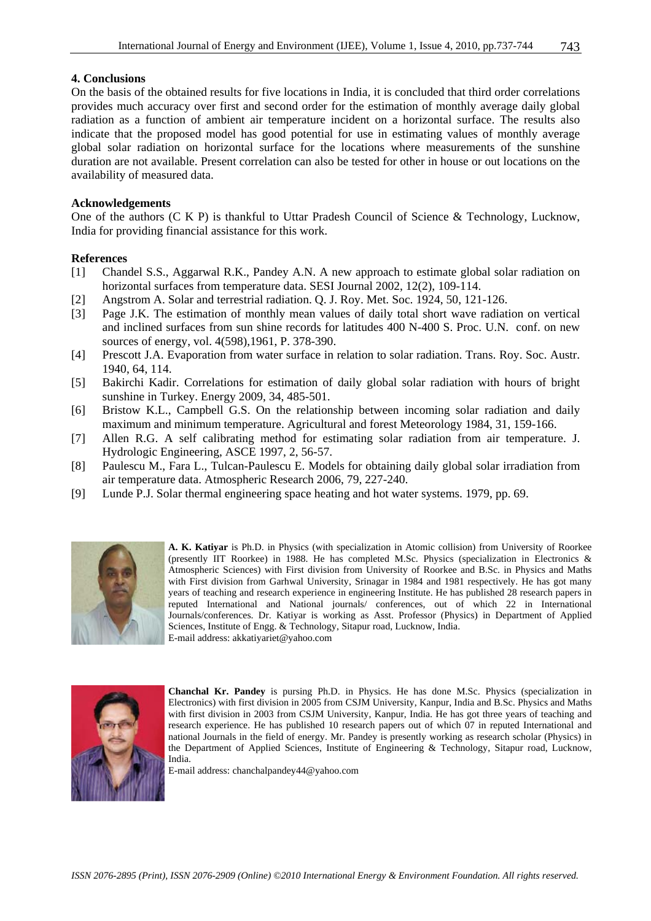## 4. Conclusions

On the basis of the obtained results for five locations in India, it is concluded that third order correlations provides much accuracy over first and second order for the estimation of monthly average daily global radiation as a function of ambient air temperature incident on a horizontal surface. The results also indicate that the proposed model has good potential for use in estimating values of monthly average global solar radiation on horizontal surface for the locations where measurements of the sunshine duration are not available. Present correlation can also be tested for other in house or out locations on the availability of measured data.

## Acknowledgements

One of the authors (C K P) is thankful to Uttar Pradesh Council of Science & Technology, Lucknow, India for providing financial assistance for this work.

## References

[1] Chandel S.S., Aggarwal R.K., Pandey A.N. A new approach to estimate global solar radiation on horizontal surfaces from temperature data. SESI Journal 2002, 12(2), 109-114.

[2] Angstrom A. Solar and terrestrial radiation. Q. J. Roy. Met. Soc. 1924, 50, 121-126.

[3] Page J.K. The estimation of monthly mean values of daily total short wave radiation on vertical and inclined surfaces from sun shine records for latitudes 400 N-400 S. Proc. U.N. conf. on new sources of energy, vol. 4(598),1961, P. 378-390.

[4] Prescott J.A. Evaporation from water surface in relation to solar radiation. Trans. Roy. Soc. Austr. 1940, 64, 114.

[5] Bakirchi Kadir. Correlations for estimation of daily global solar radiation with hours of bright sunshine in Turkey. Energy 2009, 34, 485-501.

[6] Bristow K.L., Campbell G.S. On the relationship between incoming solar radiation and daily maximum and minimum temperature. Agricultural and forest Meteorology 1984, 31, 159-166.

[7] Allen R.G. A self calibrating method for estimating solar radiation from air temperature. J. Hydrologic Engineering, ASCE 1997, 2, 56-57.

[8] Paulescu M., Fara L., Tulcan-Paulescu E. Models for obtaining daily global solar irradiation from air temperature data. Atmospheric Research 2006, 79, 227-240.

[9] Lunde P.J. Solar thermal engineering space heating and hot water systems. 1979, pp. 69.

**A. K. Katiyar** is Ph.D. in Physics (with specialization in Atomic collision) from University of Roorkee (presently IIT Roorkee) in 1988. He has completed M.Sc. Physics (specialization in Electronics & Atmospheric Sciences) with First division from University of Roorkee and B.Sc. in Physics and Maths with First division from Garhwal University, Srinagar in 1984 and 1981 respectively. He has got many years of teaching and research experience in engineering Institute. He has published 28 research papers in reputed International and National journals/ conferences, out of which 22 in International Journals/conferences. Dr. Katiyar is working as Asst. Professor (Physics) in Department of Applied Sciences, Institute of Engg. & Technology, Sitapur road, Lucknow, India.
E-mail address: akkatiyariet@yahoo.com

**Chanchal Kr. Pandey** is pursing Ph.D. in Physics. He has done M.Sc. Physics (specialization in Electronics) with first division in 2005 from CSJM University, Kanpur, India and B.Sc. Physics and Maths with first division in 2003 from CSJM University, Kanpur, India. He has got three years of teaching and research experience. He has published 10 research papers out of which 07 in reputed International and national Journals in the field of energy. Mr. Pandey is presently working as research scholar (Physics) in the Department of Applied Sciences, Institute of Engineering & Technology, Sitapur road, Lucknow, India.
E-mail address: chanchalpandey44@yahoo.com